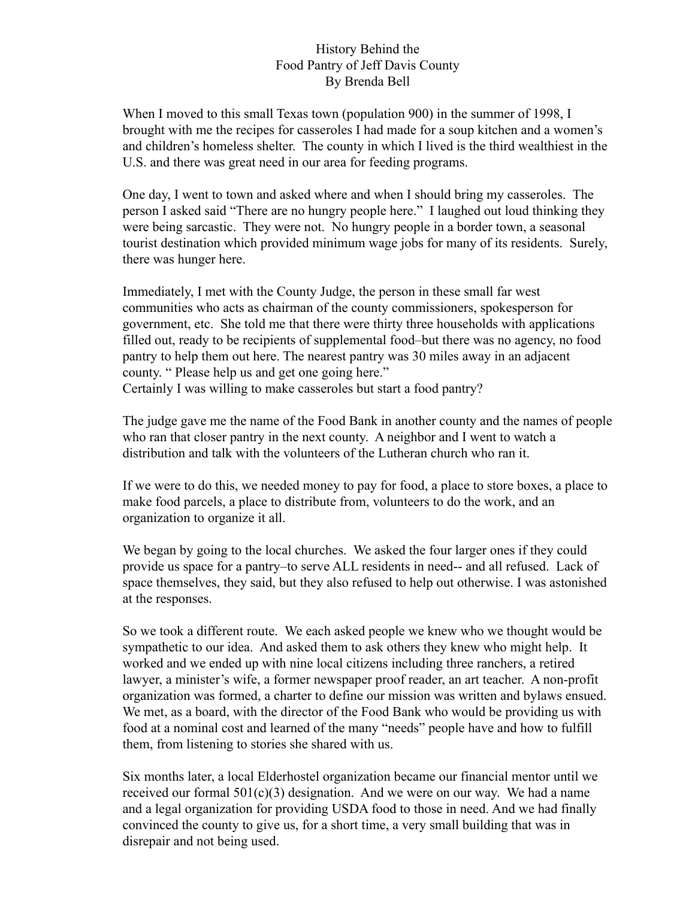# History Behind the Food Pantry of Jeff Davis County

By Brenda Bell

When I moved to this small Texas town (population 900) in the summer of 1998, I brought with me the recipes for casseroles I had made for a soup kitchen and a women's and children's homeless shelter. The county in which I lived is the third wealthiest in the U.S. and there was great need in our area for feeding programs.

One day, I went to town and asked where and when I should bring my casseroles. The person I asked said "There are no hungry people here." I laughed out loud thinking they were being sarcastic. They were not. No hungry people in a border town, a seasonal tourist destination which provided minimum wage jobs for many of its residents. Surely, there was hunger here.

Immediately, I met with the County Judge, the person in these small far west communities who acts as chairman of the county commissioners, spokesperson for government, etc. She told me that there were thirty three households with applications filled out, ready to be recipients of supplemental food–but there was no agency, no food pantry to help them out here. The nearest pantry was 30 miles away in an adjacent county. " Please help us and get one going here."
Certainly I was willing to make casseroles but start a food pantry?

The judge gave me the name of the Food Bank in another county and the names of people who ran that closer pantry in the next county. A neighbor and I went to watch a distribution and talk with the volunteers of the Lutheran church who ran it.

If we were to do this, we needed money to pay for food, a place to store boxes, a place to make food parcels, a place to distribute from, volunteers to do the work, and an organization to organize it all.

We began by going to the local churches. We asked the four larger ones if they could provide us space for a pantry–to serve ALL residents in need-- and all refused. Lack of space themselves, they said, but they also refused to help out otherwise. I was astonished at the responses.

So we took a different route. We each asked people we knew who we thought would be sympathetic to our idea. And asked them to ask others they knew who might help. It worked and we ended up with nine local citizens including three ranchers, a retired lawyer, a minister's wife, a former newspaper proof reader, an art teacher. A non-profit organization was formed, a charter to define our mission was written and bylaws ensued. We met, as a board, with the director of the Food Bank who would be providing us with food at a nominal cost and learned of the many "needs" people have and how to fulfill them, from listening to stories she shared with us.

Six months later, a local Elderhostel organization became our financial mentor until we received our formal 501(c)(3) designation. And we were on our way. We had a name and a legal organization for providing USDA food to those in need. And we had finally convinced the county to give us, for a short time, a very small building that was in disrepair and not being used.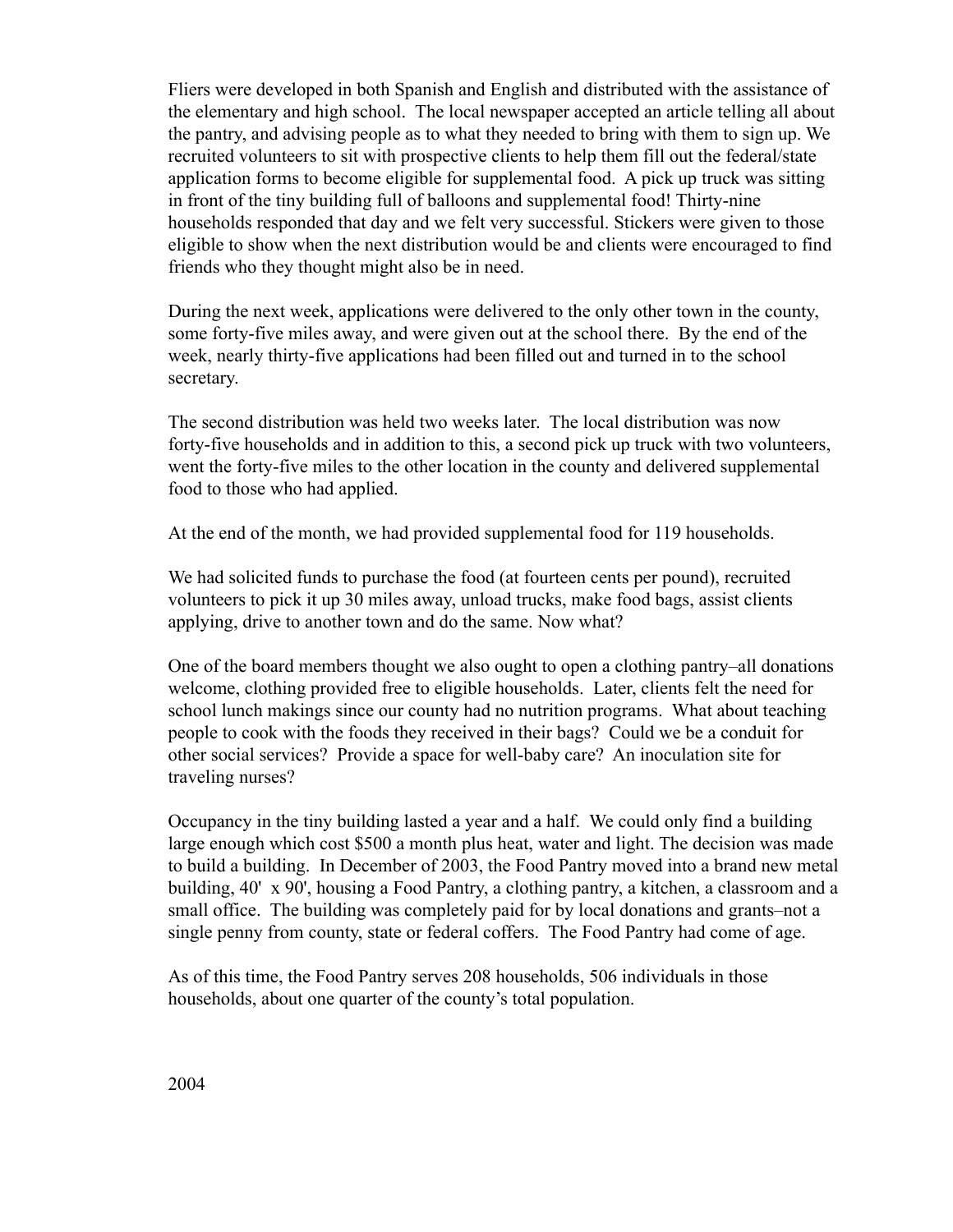Fliers were developed in both Spanish and English and distributed with the assistance of the elementary and high school. The local newspaper accepted an article telling all about the pantry, and advising people as to what they needed to bring with them to sign up. We recruited volunteers to sit with prospective clients to help them fill out the federal/state application forms to become eligible for supplemental food. A pick up truck was sitting in front of the tiny building full of balloons and supplemental food! Thirty-nine households responded that day and we felt very successful. Stickers were given to those eligible to show when the next distribution would be and clients were encouraged to find friends who they thought might also be in need.

During the next week, applications were delivered to the only other town in the county, some forty-five miles away, and were given out at the school there. By the end of the week, nearly thirty-five applications had been filled out and turned in to the school secretary.

The second distribution was held two weeks later. The local distribution was now forty-five households and in addition to this, a second pick up truck with two volunteers, went the forty-five miles to the other location in the county and delivered supplemental food to those who had applied.

At the end of the month, we had provided supplemental food for 119 households.

We had solicited funds to purchase the food (at fourteen cents per pound), recruited volunteers to pick it up 30 miles away, unload trucks, make food bags, assist clients applying, drive to another town and do the same. Now what?

One of the board members thought we also ought to open a clothing pantry–all donations welcome, clothing provided free to eligible households. Later, clients felt the need for school lunch makings since our county had no nutrition programs. What about teaching people to cook with the foods they received in their bags? Could we be a conduit for other social services? Provide a space for well-baby care? An inoculation site for traveling nurses?

Occupancy in the tiny building lasted a year and a half. We could only find a building large enough which cost $500 a month plus heat, water and light. The decision was made to build a building. In December of 2003, the Food Pantry moved into a brand new metal building, 40' x 90', housing a Food Pantry, a clothing pantry, a kitchen, a classroom and a small office. The building was completely paid for by local donations and grants–not a single penny from county, state or federal coffers. The Food Pantry had come of age.

As of this time, the Food Pantry serves 208 households, 506 individuals in those households, about one quarter of the county's total population.

2004